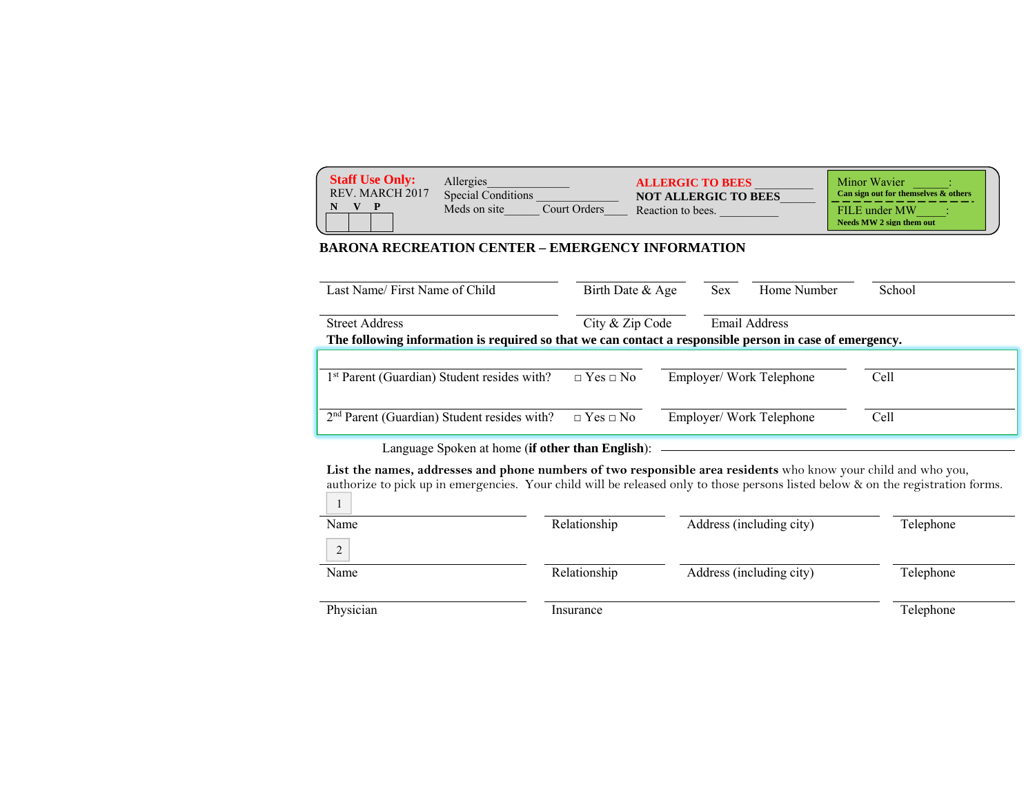**Staff Use Only:**
REV. MARCH 2017

| N | V | P |
|---|---|---|
| | | |

Allergies_____________
Special Conditions ______________
Meds on site______ Court Orders____

**ALLERGIC TO BEES** __________
**NOT ALLERGIC TO BEES**______
Reaction to bees. __________

Minor Wavier ______:
**Can sign out for themselves & others**

FILE under MW_____:
**Needs MW 2 sign them out**

**BARONA RECREATION CENTER – EMERGENCY INFORMATION**

| Last Name/ First Name of Child | Birth Date & Age | Sex | Home Number | School |
|---|---|---|---|---|

| Street Address | City & Zip Code | Email Address |
|---|---|---|

**The following information is required so that we can contact a responsible person in case of emergency.**

| 1st Parent (Guardian) Student resides with? | □ Yes □ No | Employer/ Work Telephone | Cell |
|---|---|---|---|
| 2nd Parent (Guardian) Student resides with? | □ Yes □ No | Employer/ Work Telephone | Cell |

Language Spoken at home (**if other than English**): ______________________

**List the names, addresses and phone numbers of two responsible area residents** who know your child and who you, authorize to pick up in emergencies. Your child will be released only to those persons listed below & on the registration forms.

1

| Name | Relationship | Address (including city) | Telephone |
|---|---|---|---|

2

| Name | Relationship | Address (including city) | Telephone |
|---|---|---|---|

| Physician | Insurance | Telephone |
|---|---|---|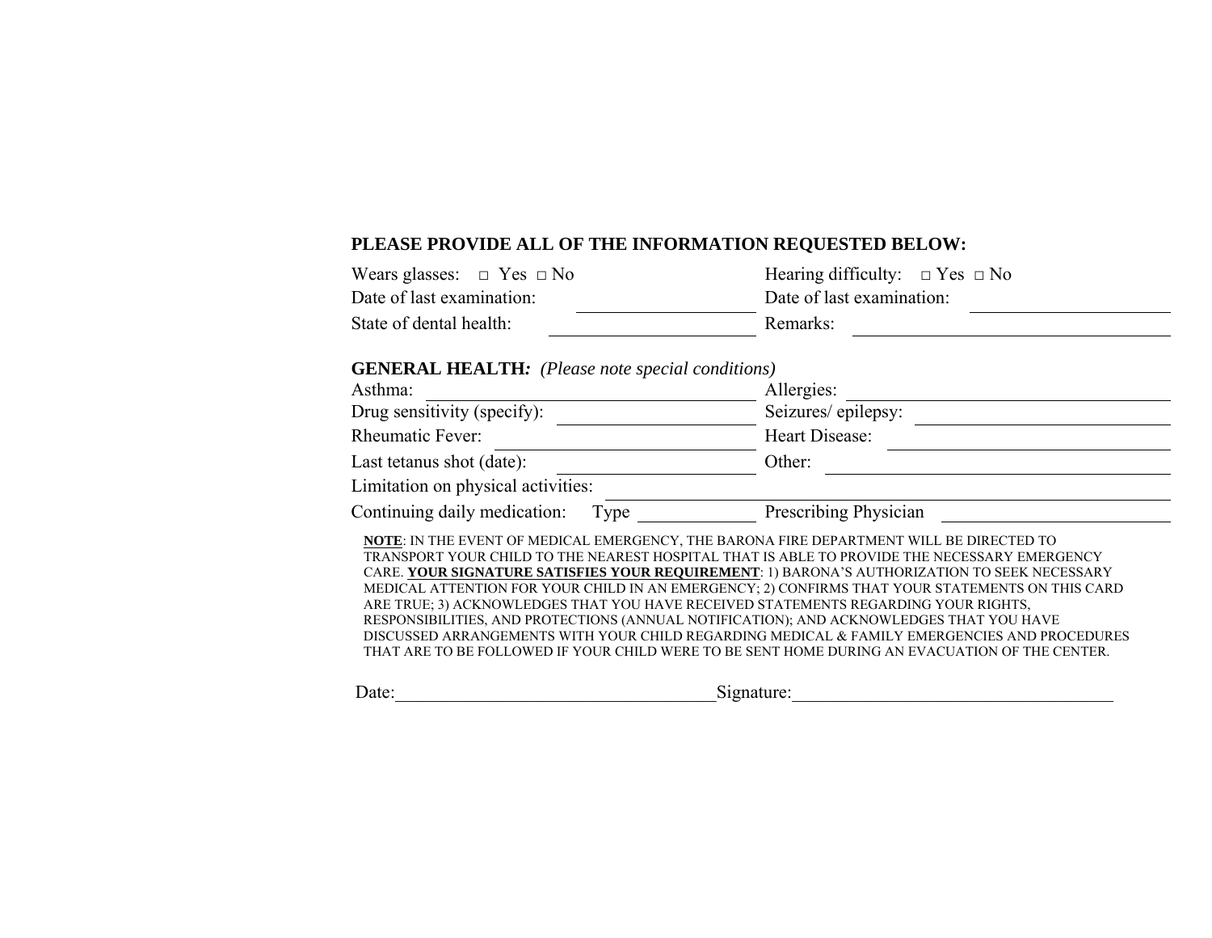**PLEASE PROVIDE ALL OF THE INFORMATION REQUESTED BELOW:**

Wears glasses: □ Yes □ No

Date of last examination: ____________________

State of dental health: ____________________

Hearing difficulty: □ Yes □ No

Date of last examination: ____________________

Remarks: ____________________

**GENERAL HEALTH:** *(Please note special conditions)*

Asthma: ____________________

Allergies: ____________________

Drug sensitivity (specify): ____________________

Seizures/ epilepsy: ____________________

Rheumatic Fever: ____________________

Heart Disease: ____________________

Last tetanus shot (date): ____________________

Other: ____________________

Limitation on physical activities: ____________________

Continuing daily medication: Type ____________ Prescribing Physician ____________________

**NOTE**: IN THE EVENT OF MEDICAL EMERGENCY, THE BARONA FIRE DEPARTMENT WILL BE DIRECTED TO TRANSPORT YOUR CHILD TO THE NEAREST HOSPITAL THAT IS ABLE TO PROVIDE THE NECESSARY EMERGENCY CARE. **YOUR SIGNATURE SATISFIES YOUR REQUIREMENT**: 1) BARONA'S AUTHORIZATION TO SEEK NECESSARY MEDICAL ATTENTION FOR YOUR CHILD IN AN EMERGENCY; 2) CONFIRMS THAT YOUR STATEMENTS ON THIS CARD ARE TRUE; 3) ACKNOWLEDGES THAT YOU HAVE RECEIVED STATEMENTS REGARDING YOUR RIGHTS, RESPONSIBILITIES, AND PROTECTIONS (ANNUAL NOTIFICATION); AND ACKNOWLEDGES THAT YOU HAVE DISCUSSED ARRANGEMENTS WITH YOUR CHILD REGARDING MEDICAL & FAMILY EMERGENCIES AND PROCEDURES THAT ARE TO BE FOLLOWED IF YOUR CHILD WERE TO BE SENT HOME DURING AN EVACUATION OF THE CENTER.

Date:____________________ Signature:____________________